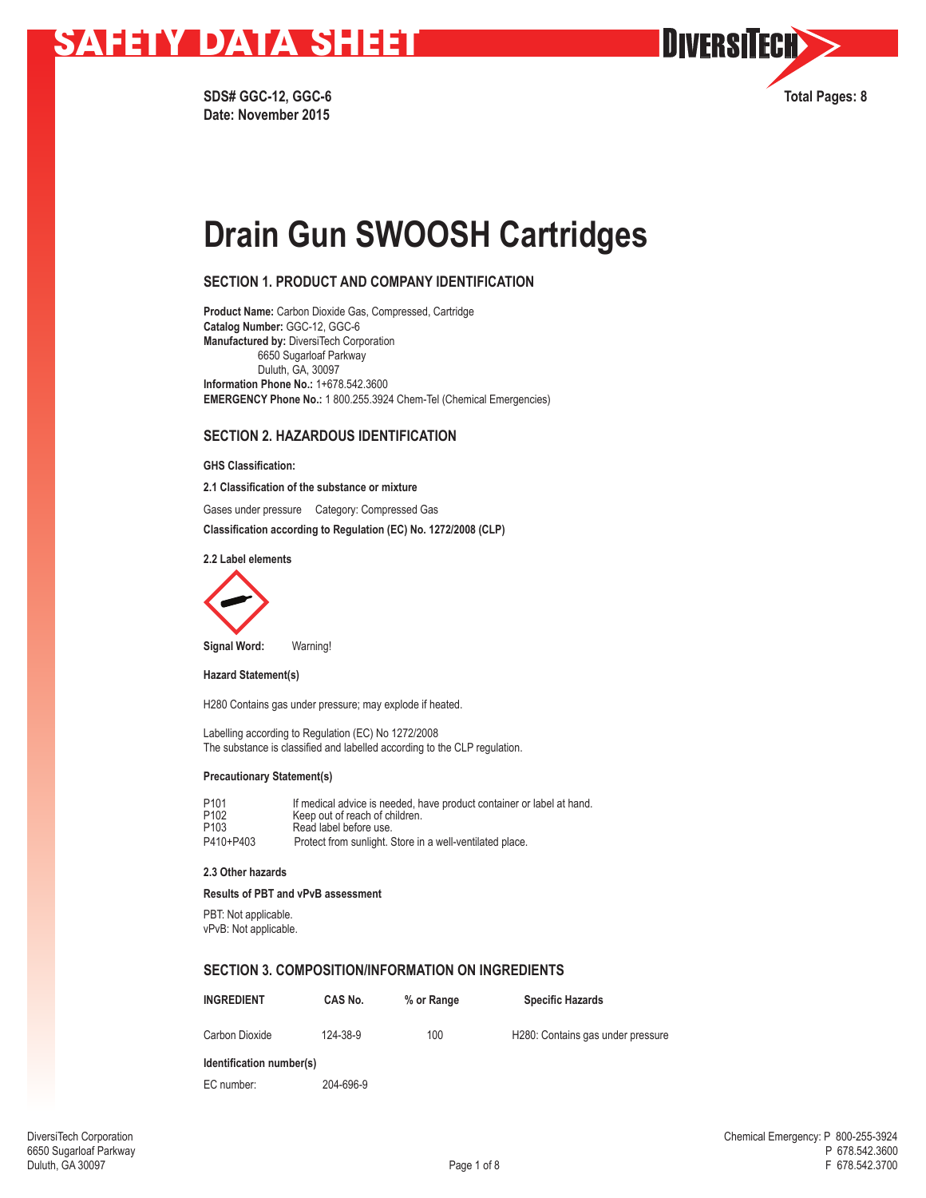# SAFETY DATA SHEET

**SDS# GGC-12, GGC-6**
**Date: November 2015**

**Total Pages: 8**

# Drain Gun SWOOSH Cartridges

## SECTION 1. PRODUCT AND COMPANY IDENTIFICATION

**Product Name:** Carbon Dioxide Gas, Compressed, Cartridge
**Catalog Number:** GGC-12, GGC-6
**Manufactured by:** DiversiTech Corporation
6650 Sugarloaf Parkway
Duluth, GA, 30097
**Information Phone No.:** 1+678.542.3600
**EMERGENCY Phone No.:** 1 800.255.3924 Chem-Tel (Chemical Emergencies)

## SECTION 2. HAZARDOUS IDENTIFICATION

**GHS Classification:**

**2.1 Classification of the substance or mixture**

Gases under pressure Category: Compressed Gas

**Classification according to Regulation (EC) No. 1272/2008 (CLP)**

**2.2 Label elements**

**Signal Word:** Warning!

**Hazard Statement(s)**

H280 Contains gas under pressure; may explode if heated.

Labelling according to Regulation (EC) No 1272/2008
The substance is classified and labelled according to the CLP regulation.

**Precautionary Statement(s)**

| | |
|---|---|
| P101 | If medical advice is needed, have product container or label at hand. |
| P102 | Keep out of reach of children. |
| P103 | Read label before use. |
| P410+P403 | Protect from sunlight. Store in a well-ventilated place. |

**2.3 Other hazards**

**Results of PBT and vPvB assessment**

PBT: Not applicable.
vPvB: Not applicable.

## SECTION 3. COMPOSITION/INFORMATION ON INGREDIENTS

| INGREDIENT | CAS No. | % or Range | Specific Hazards |
|---|---|---|---|
| Carbon Dioxide | 124-38-9 | 100 | H280: Contains gas under pressure |

**Identification number(s)**

EC number: 204-696-9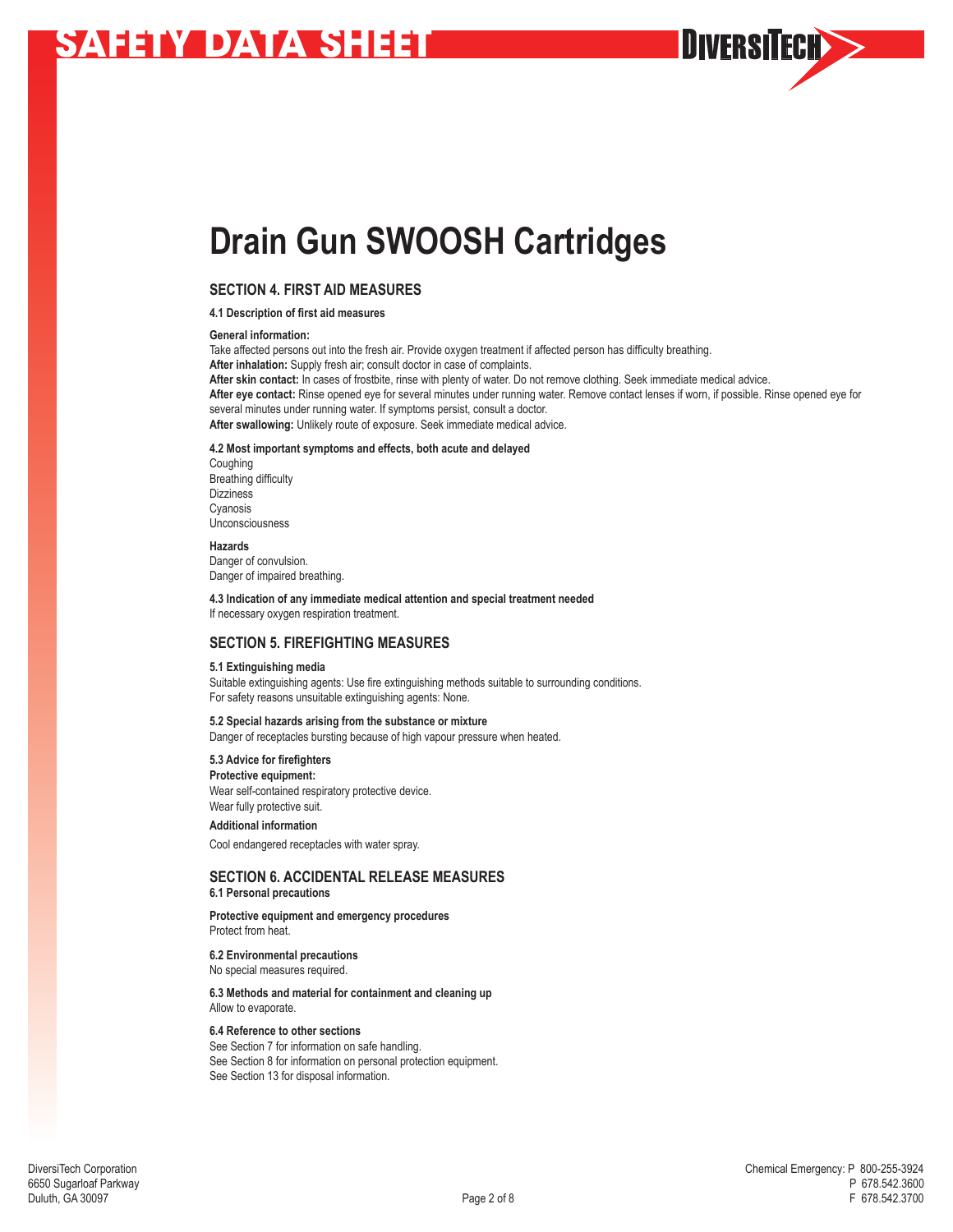# Drain Gun SWOOSH Cartridges

## SECTION 4. FIRST AID MEASURES

### 4.1 Description of first aid measures

**General information:**
Take affected persons out into the fresh air. Provide oxygen treatment if affected person has difficulty breathing.
**After inhalation:** Supply fresh air; consult doctor in case of complaints.
**After skin contact:** In cases of frostbite, rinse with plenty of water. Do not remove clothing. Seek immediate medical advice.
**After eye contact:** Rinse opened eye for several minutes under running water. Remove contact lenses if worn, if possible. Rinse opened eye for several minutes under running water. If symptoms persist, consult a doctor.
**After swallowing:** Unlikely route of exposure. Seek immediate medical advice.

### 4.2 Most important symptoms and effects, both acute and delayed

Coughing
Breathing difficulty
Dizziness
Cyanosis
Unconsciousness

**Hazards**
Danger of convulsion.
Danger of impaired breathing.

### 4.3 Indication of any immediate medical attention and special treatment needed

If necessary oxygen respiration treatment.

## SECTION 5. FIREFIGHTING MEASURES

### 5.1 Extinguishing media

Suitable extinguishing agents: Use fire extinguishing methods suitable to surrounding conditions.
For safety reasons unsuitable extinguishing agents: None.

### 5.2 Special hazards arising from the substance or mixture

Danger of receptacles bursting because of high vapour pressure when heated.

### 5.3 Advice for firefighters

**Protective equipment:**
Wear self-contained respiratory protective device.
Wear fully protective suit.

**Additional information**

Cool endangered receptacles with water spray.

## SECTION 6. ACCIDENTAL RELEASE MEASURES

### 6.1 Personal precautions

**Protective equipment and emergency procedures**
Protect from heat.

### 6.2 Environmental precautions

No special measures required.

### 6.3 Methods and material for containment and cleaning up

Allow to evaporate.

### 6.4 Reference to other sections

See Section 7 for information on safe handling.
See Section 8 for information on personal protection equipment.
See Section 13 for disposal information.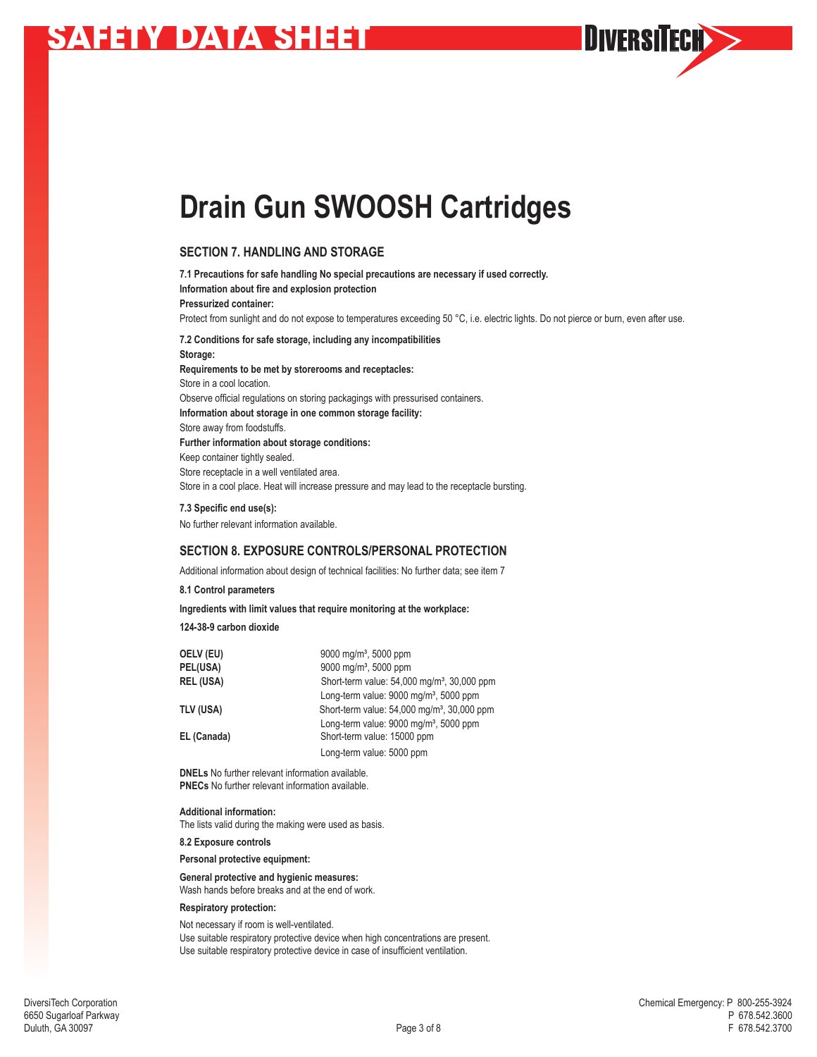# Drain Gun SWOOSH Cartridges

## SECTION 7. HANDLING AND STORAGE

**7.1 Precautions for safe handling No special precautions are necessary if used correctly.**

**Information about fire and explosion protection**

**Pressurized container:**

Protect from sunlight and do not expose to temperatures exceeding 50 °C, i.e. electric lights. Do not pierce or burn, even after use.

**7.2 Conditions for safe storage, including any incompatibilities**

**Storage:**

**Requirements to be met by storerooms and receptacles:**

Store in a cool location.

Observe official regulations on storing packagings with pressurised containers.

**Information about storage in one common storage facility:**

Store away from foodstuffs.

**Further information about storage conditions:**

Keep container tightly sealed.

Store receptacle in a well ventilated area.

Store in a cool place. Heat will increase pressure and may lead to the receptacle bursting.

**7.3 Specific end use(s):**

No further relevant information available.

## SECTION 8. EXPOSURE CONTROLS/PERSONAL PROTECTION

Additional information about design of technical facilities: No further data; see item 7

**8.1 Control parameters**

**Ingredients with limit values that require monitoring at the workplace:**

**124-38-9 carbon dioxide**

| | |
|---|---|
| **OELV (EU)** | 9000 mg/m³, 5000 ppm |
| **PEL(USA)** | 9000 mg/m³, 5000 ppm |
| **REL (USA)** | Short-term value: 54,000 mg/m³, 30,000 ppm |
| | Long-term value: 9000 mg/m³, 5000 ppm |
| **TLV (USA)** | Short-term value: 54,000 mg/m³, 30,000 ppm |
| | Long-term value: 9000 mg/m³, 5000 ppm |
| **EL (Canada)** | Short-term value: 15000 ppm |
| | Long-term value: 5000 ppm |

**DNELs** No further relevant information available.
**PNECs** No further relevant information available.

**Additional information:**
The lists valid during the making were used as basis.

**8.2 Exposure controls**

**Personal protective equipment:**

**General protective and hygienic measures:**
Wash hands before breaks and at the end of work.

**Respiratory protection:**

Not necessary if room is well-ventilated.
Use suitable respiratory protective device when high concentrations are present.
Use suitable respiratory protective device in case of insufficient ventilation.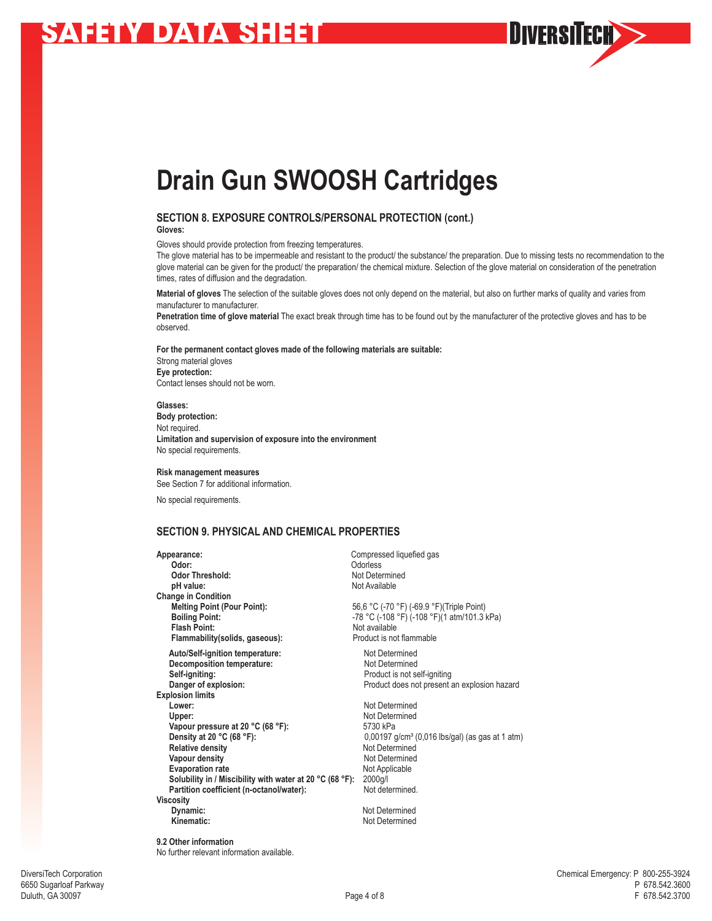# Drain Gun SWOOSH Cartridges

## SECTION 8. EXPOSURE CONTROLS/PERSONAL PROTECTION (cont.)

**Gloves:**

Gloves should provide protection from freezing temperatures.
The glove material has to be impermeable and resistant to the product/ the substance/ the preparation. Due to missing tests no recommendation to the glove material can be given for the product/ the preparation/ the chemical mixture. Selection of the glove material on consideration of the penetration times, rates of diffusion and the degradation.

**Material of gloves** The selection of the suitable gloves does not only depend on the material, but also on further marks of quality and varies from manufacturer to manufacturer.
**Penetration time of glove material** The exact break through time has to be found out by the manufacturer of the protective gloves and has to be observed.

**For the permanent contact gloves made of the following materials are suitable:**
Strong material gloves
**Eye protection:**
Contact lenses should not be worn.

**Glasses:**
**Body protection:**
Not required.
**Limitation and supervision of exposure into the environment**
No special requirements.

**Risk management measures**
See Section 7 for additional information.

No special requirements.

## SECTION 9. PHYSICAL AND CHEMICAL PROPERTIES

| | |
|---|---|
| **Appearance:** | Compressed liquefied gas |
| **Odor:** | Odorless |
| **Odor Threshold:** | Not Determined |
| **pH value:** | Not Available |
| **Change in Condition** | |
| **Melting Point (Pour Point):** | 56,6 °C (-70 °F) (-69.9 °F)(Triple Point) |
| **Boiling Point:** | -78 °C (-108 °F) (-108 °F)(1 atm/101.3 kPa) |
| **Flash Point:** | Not available |
| **Flammability(solids, gaseous):** | Product is not flammable |
| **Auto/Self-ignition temperature:** | Not Determined |
| **Decomposition temperature:** | Not Determined |
| **Self-igniting:** | Product is not self-igniting |
| **Danger of explosion:** | Product does not present an explosion hazard |
| **Explosion limits** | |
| **Lower:** | Not Determined |
| **Upper:** | Not Determined |
| **Vapour pressure at 20 °C (68 °F):** | 5730 kPa |
| **Density at 20 °C (68 °F):** | 0,00197 g/cm³ (0,016 lbs/gal) (as gas at 1 atm) |
| **Relative density** | Not Determined |
| **Vapour density** | Not Determined |
| **Evaporation rate** | Not Applicable |
| **Solubility in / Miscibility with water at 20 °C (68 °F):** | 2000g/l |
| **Partition coefficient (n-octanol/water):** | Not determined. |
| **Viscosity** | |
| **Dynamic:** | Not Determined |
| **Kinematic:** | Not Determined |

**9.2 Other information**
No further relevant information available.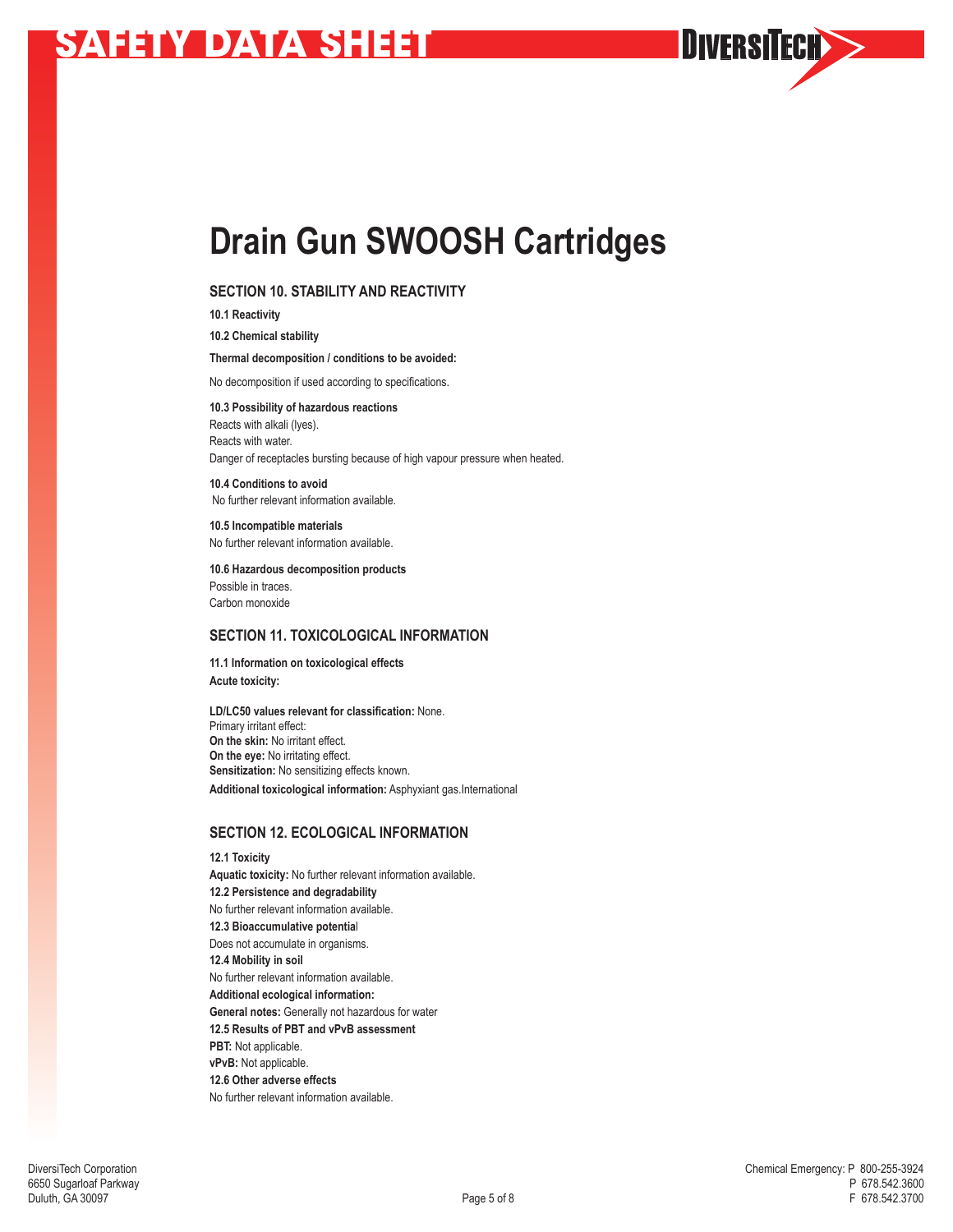# Drain Gun SWOOSH Cartridges

## SECTION 10. STABILITY AND REACTIVITY

**10.1 Reactivity**

**10.2 Chemical stability**

**Thermal decomposition / conditions to be avoided:**

No decomposition if used according to specifications.

**10.3 Possibility of hazardous reactions**
Reacts with alkali (lyes).
Reacts with water.
Danger of receptacles bursting because of high vapour pressure when heated.

**10.4 Conditions to avoid**
No further relevant information available.

**10.5 Incompatible materials**
No further relevant information available.

**10.6 Hazardous decomposition products**
Possible in traces.
Carbon monoxide

## SECTION 11. TOXICOLOGICAL INFORMATION

**11.1 Information on toxicological effects**
**Acute toxicity:**

**LD/LC50 values relevant for classification:** None.
Primary irritant effect:
**On the skin:** No irritant effect.
**On the eye:** No irritating effect.
**Sensitization:** No sensitizing effects known.
**Additional toxicological information:** Asphyxiant gas.International

## SECTION 12. ECOLOGICAL INFORMATION

**12.1 Toxicity**
**Aquatic toxicity:** No further relevant information available.
**12.2 Persistence and degradability**
No further relevant information available.
**12.3 Bioaccumulative potential**
Does not accumulate in organisms.
**12.4 Mobility in soil**
No further relevant information available.
**Additional ecological information:**
**General notes:** Generally not hazardous for water
**12.5 Results of PBT and vPvB assessment**
**PBT:** Not applicable.
**vPvB:** Not applicable.
**12.6 Other adverse effects**
No further relevant information available.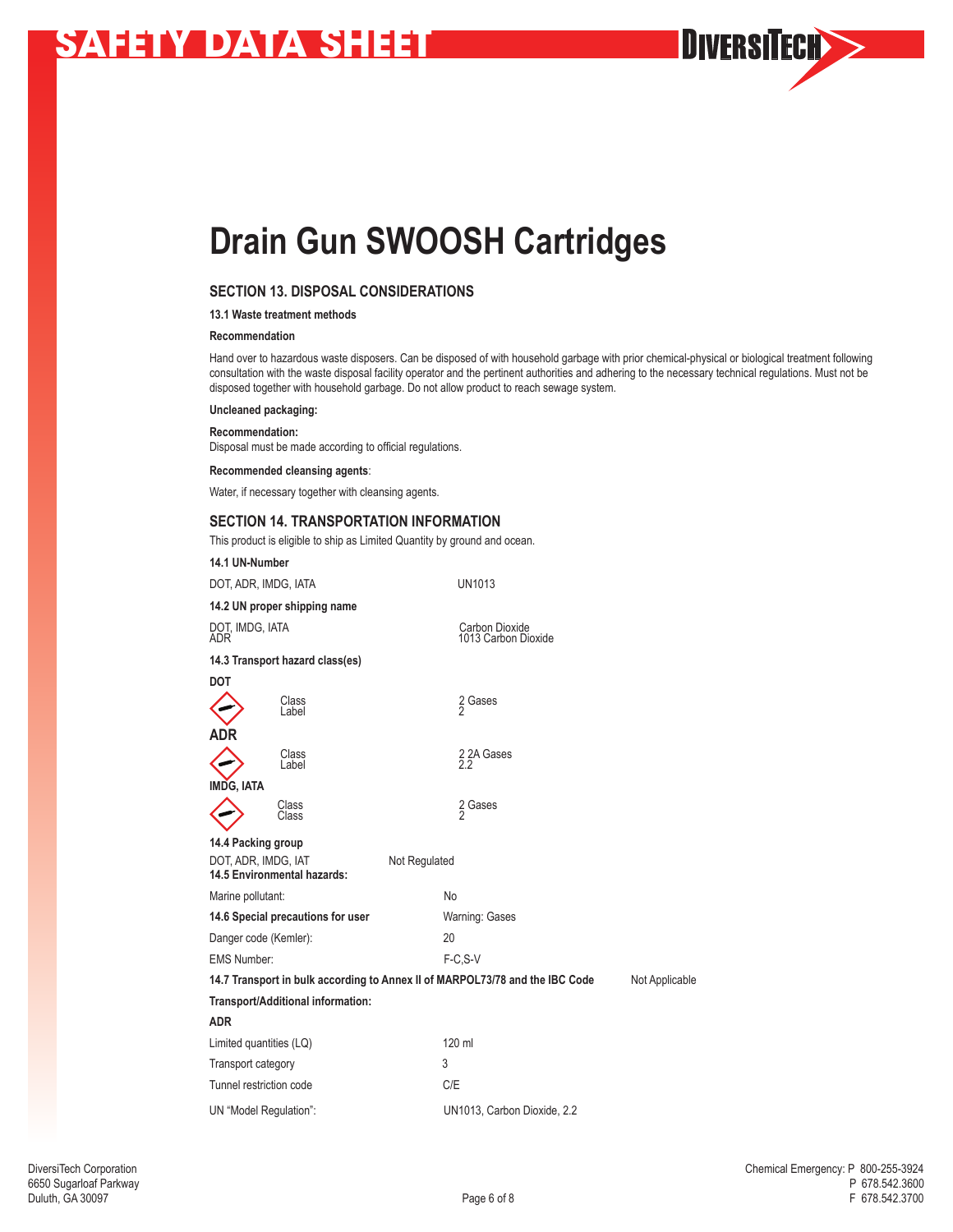# Drain Gun SWOOSH Cartridges

## SECTION 13. DISPOSAL CONSIDERATIONS

**13.1 Waste treatment methods**

**Recommendation**

Hand over to hazardous waste disposers. Can be disposed of with household garbage with prior chemical-physical or biological treatment following consultation with the waste disposal facility operator and the pertinent authorities and adhering to the necessary technical regulations. Must not be disposed together with household garbage. Do not allow product to reach sewage system.

**Uncleaned packaging:**

**Recommendation:**
Disposal must be made according to official regulations.

**Recommended cleansing agents**:

Water, if necessary together with cleansing agents.

## SECTION 14. TRANSPORTATION INFORMATION

This product is eligible to ship as Limited Quantity by ground and ocean.

**14.1 UN-Number**

| | |
|---|---|
| DOT, ADR, IMDG, IATA | UN1013 |

**14.2 UN proper shipping name**

| | |
|---|---|
| DOT, IMDG, IATA | Carbon Dioxide |
| ADR | 1013 Carbon Dioxide |

**14.3 Transport hazard class(es)**

**DOT**

| | |
|---|---|
| Class | 2 Gases |
| Label | 2 |

**ADR**

| | |
|---|---|
| Class | 2 2A Gases |
| Label | 2.2 |

**IMDG, IATA**

| | |
|---|---|
| Class | 2 Gases |
| Class | 2 |

**14.4 Packing group**

| | |
|---|---|
| DOT, ADR, IMDG, IAT | Not Regulated |

**14.5 Environmental hazards:**

| | |
|---|---|
| Marine pollutant: | No |
| **14.6 Special precautions for user** | Warning: Gases |
| Danger code (Kemler): | 20 |
| EMS Number: | F-C,S-V |

**14.7 Transport in bulk according to Annex II of MARPOL73/78 and the IBC Code** Not Applicable

**Transport/Additional information:**

**ADR**

| | |
|---|---|
| Limited quantities (LQ) | 120 ml |
| Transport category | 3 |
| Tunnel restriction code | C/E |
| UN "Model Regulation": | UN1013, Carbon Dioxide, 2.2 |

DiversiTech Corporation
6650 Sugarloaf Parkway
Duluth, GA 30097

Chemical Emergency: P 800-255-3924
P 678.542.3600
F 678.542.3700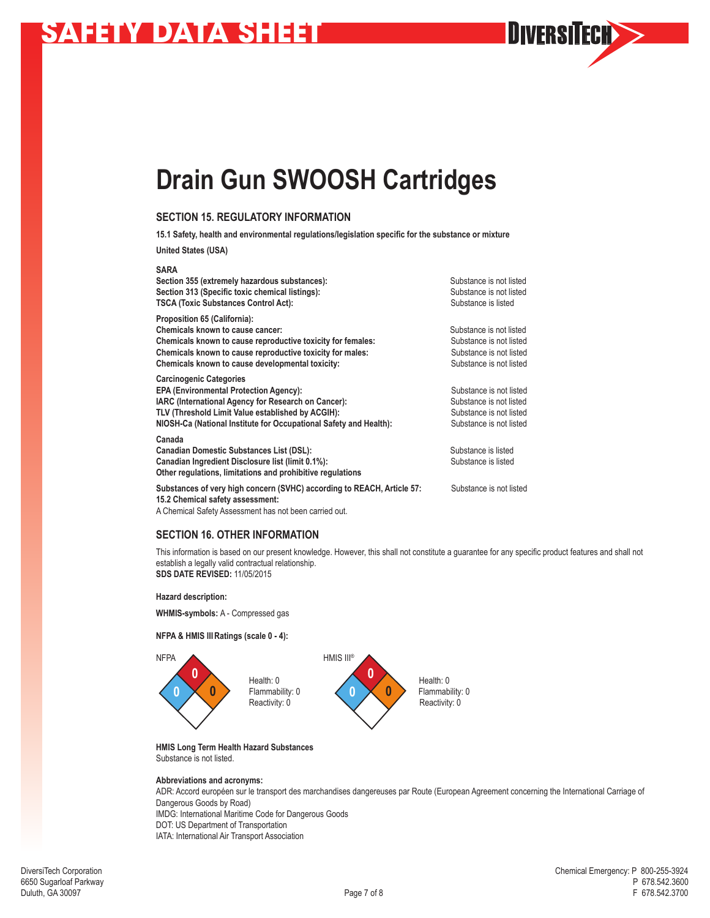# Drain Gun SWOOSH Cartridges

## SECTION 15. REGULATORY INFORMATION

**15.1 Safety, health and environmental regulations/legislation specific for the substance or mixture**

**United States (USA)**

**SARA**

| | |
|---|---|
| **Section 355 (extremely hazardous substances):** | Substance is not listed |
| **Section 313 (Specific toxic chemical listings):** | Substance is not listed |
| **TSCA (Toxic Substances Control Act):** | Substance is listed |

**Proposition 65 (California):**

| | |
|---|---|
| **Chemicals known to cause cancer:** | Substance is not listed |
| **Chemicals known to cause reproductive toxicity for females:** | Substance is not listed |
| **Chemicals known to cause reproductive toxicity for males:** | Substance is not listed |
| **Chemicals known to cause developmental toxicity:** | Substance is not listed |

**Carcinogenic Categories**

| | |
|---|---|
| **EPA (Environmental Protection Agency):** | Substance is not listed |
| **IARC (International Agency for Research on Cancer):** | Substance is not listed |
| **TLV (Threshold Limit Value established by ACGIH):** | Substance is not listed |
| **NIOSH-Ca (National Institute for Occupational Safety and Health):** | Substance is not listed |

**Canada**

| | |
|---|---|
| **Canadian Domestic Substances List (DSL):** | Substance is listed |
| **Canadian Ingredient Disclosure list (limit 0.1%):** | Substance is listed |

**Other regulations, limitations and prohibitive regulations**

| | |
|---|---|
| **Substances of very high concern (SVHC) according to REACH, Article 57:** | Substance is not listed |

**15.2 Chemical safety assessment:**
A Chemical Safety Assessment has not been carried out.

## SECTION 16. OTHER INFORMATION

This information is based on our present knowledge. However, this shall not constitute a guarantee for any specific product features and shall not establish a legally valid contractual relationship.
**SDS DATE REVISED:** 11/05/2015

**Hazard description:**

**WHMIS-symbols:** A - Compressed gas

**NFPA & HMIS III Ratings (scale 0 - 4):**

NFPA

Health: 0
Flammability: 0
Reactivity: 0

HMIS III®

Health: 0
Flammability: 0
Reactivity: 0

**HMIS Long Term Health Hazard Substances**
Substance is not listed.

**Abbreviations and acronyms:**
ADR: Accord européen sur le transport des marchandises dangereuses par Route (European Agreement concerning the International Carriage of Dangerous Goods by Road)
IMDG: International Maritime Code for Dangerous Goods
DOT: US Department of Transportation
IATA: International Air Transport Association

DiversiTech Corporation
6650 Sugarloaf Parkway
Duluth, GA 30097

Chemical Emergency: P 800-255-3924
P 678.542.3600
F 678.542.3700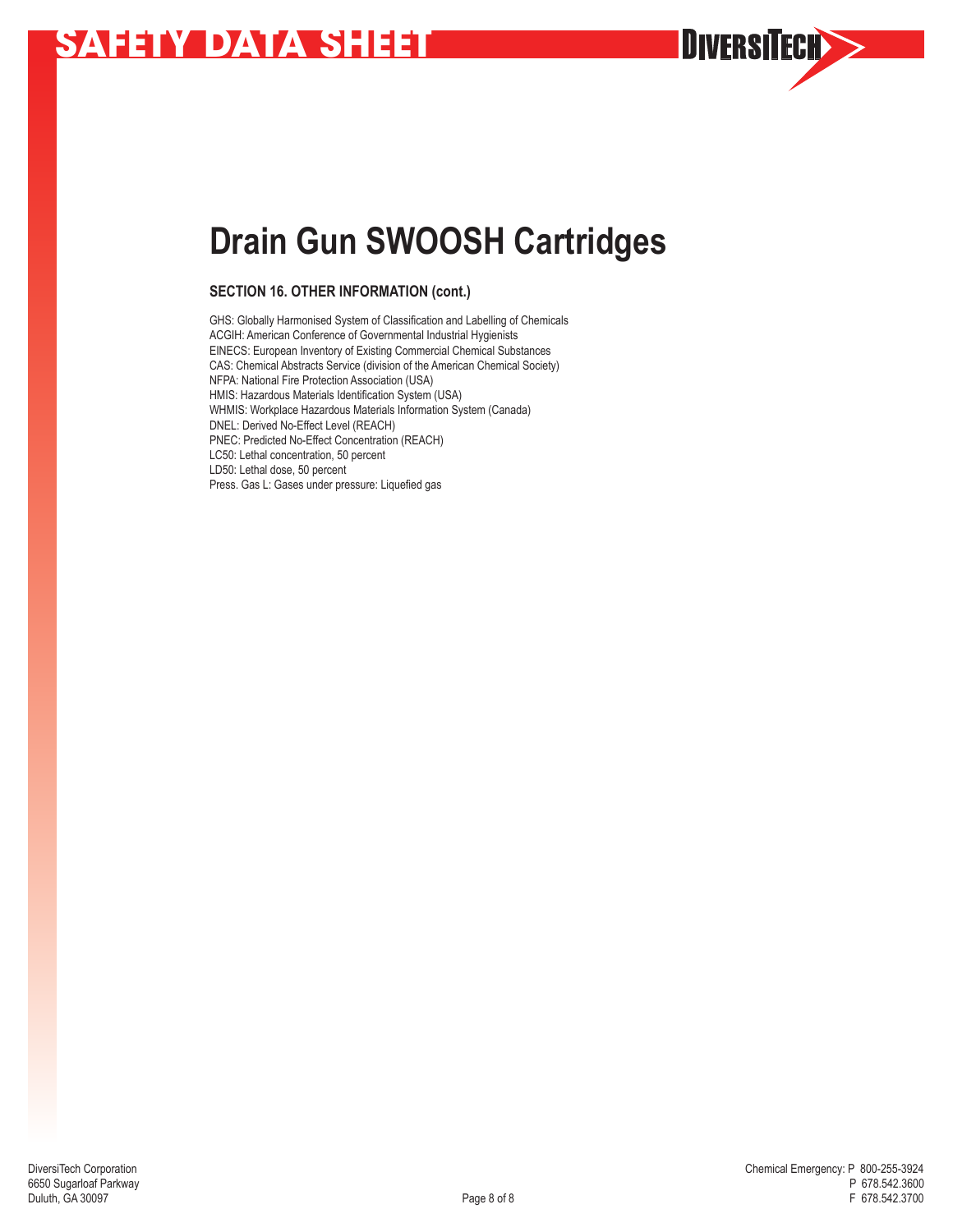# Drain Gun SWOOSH Cartridges

### SECTION 16. OTHER INFORMATION (cont.)

GHS: Globally Harmonised System of Classification and Labelling of Chemicals
ACGIH: American Conference of Governmental Industrial Hygienists
EINECS: European Inventory of Existing Commercial Chemical Substances
CAS: Chemical Abstracts Service (division of the American Chemical Society)
NFPA: National Fire Protection Association (USA)
HMIS: Hazardous Materials Identification System (USA)
WHMIS: Workplace Hazardous Materials Information System (Canada)
DNEL: Derived No-Effect Level (REACH)
PNEC: Predicted No-Effect Concentration (REACH)
LC50: Lethal concentration, 50 percent
LD50: Lethal dose, 50 percent
Press. Gas L: Gases under pressure: Liquefied gas